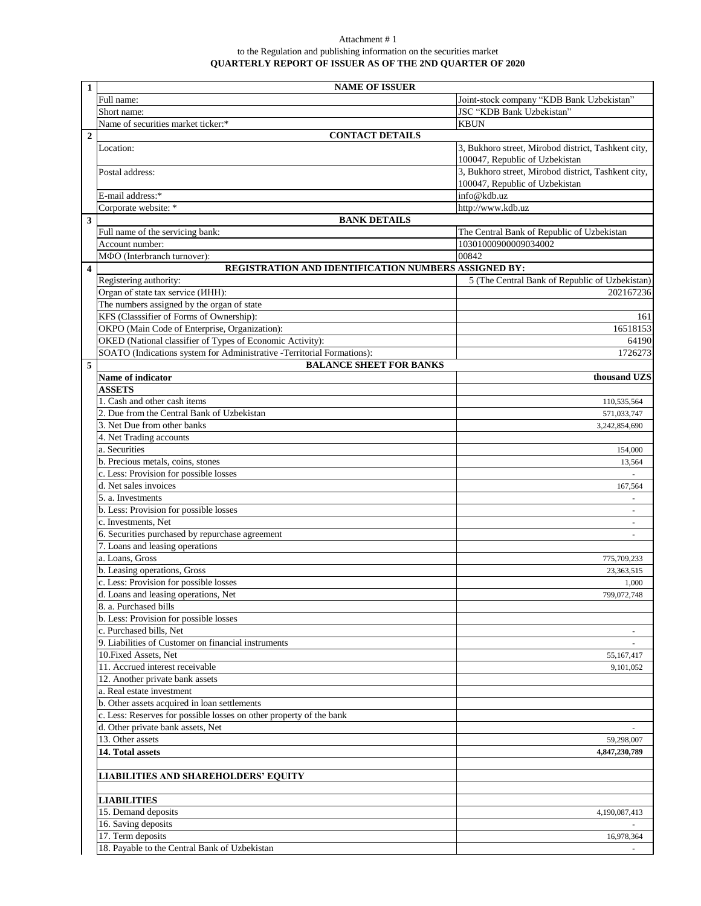Attachment # 1

to the Regulation and publishing information on the securities market

**QUARTERLY REPORT OF ISSUER AS OF THE 2ND QUARTER OF 2020**

| | | |
|---|---|---|
| **1** | **NAME OF ISSUER** | |
| | Full name: | Joint-stock company "KDB Bank Uzbekistan" |
| | Short name: | JSC "KDB Bank Uzbekistan" |
| | Name of securities market ticker:* | KBUN |
| **2** | **CONTACT DETAILS** | |
| | Location: | 3, Bukhoro street, Mirobod district, Tashkent city, 100047, Republic of Uzbekistan |
| | Postal address: | 3, Bukhoro street, Mirobod district, Tashkent city, 100047, Republic of Uzbekistan |
| | E-mail address:* | info@kdb.uz |
| | Corporate website: * | http://www.kdb.uz |
| **3** | **BANK DETAILS** | |
| | Full name of the servicing bank: | The Central Bank of Republic of Uzbekistan |
| | Account number: | 10301000900009034002 |
| | МФО (Interbranch turnover): | 00842 |
| **4** | **REGISTRATION AND IDENTIFICATION NUMBERS ASSIGNED BY:** | |
| | Registering authority: | 5 (The Central Bank of Republic of Uzbekistan) |
| | Organ of state tax service (ИНН): | 202167236 |
| | The numbers assigned by the organ of state | |
| | KFS (Classsifier of Forms of Ownership): | 161 |
| | OKPO (Main Code of Enterprise, Organization): | 16518153 |
| | OKED (National classifier of Types of Economic Activity): | 64190 |
| | SOATO (Indications system for Administrative -Territorial Formations): | 1726273 |
| **5** | **BALANCE SHEET FOR BANKS** | |
| | **Name of indicator** | **thousand UZS** |
| | **ASSETS** | |
| | 1. Cash and other cash items | 110,535,564 |
| | 2. Due from the Central Bank of Uzbekistan | 571,033,747 |
| | 3. Net Due from other banks | 3,242,854,690 |
| | 4. Net Trading accounts | |
| | a. Securities | 154,000 |
| | b. Precious metals, coins, stones | 13,564 |
| | c. Less: Provision for possible losses | - |
| | d. Net sales invoices | 167,564 |
| | 5. a. Investments | - |
| | b. Less: Provision for possible losses | - |
| | c. Investments, Net | - |
| | 6. Securities purchased by repurchase agreement | - |
| | 7. Loans and leasing operations | |
| | a. Loans, Gross | 775,709,233 |
| | b. Leasing operations, Gross | 23,363,515 |
| | c. Less: Provision for possible losses | 1,000 |
| | d. Loans and leasing operations, Net | 799,072,748 |
| | 8. a. Purchased bills | |
| | b. Less: Provision for possible losses | |
| | c. Purchased bills, Net | - |
| | 9. Liabilities of Customer on financial instruments | - |
| | 10.Fixed Assets, Net | 55,167,417 |
| | 11. Accrued interest receivable | 9,101,052 |
| | 12. Another private bank assets | |
| | a. Real estate investment | |
| | b. Other assets acquired in loan settlements | |
| | c. Less: Reserves for possible losses on other property of the bank | |
| | d. Other private bank assets, Net | - |
| | 13. Other assets | 59,298,007 |
| | **14. Total assets** | **4,847,230,789** |
| | | |
| | **LIABILITIES AND SHAREHOLDERS' EQUITY** | |
| | | |
| | **LIABILITIES** | |
| | 15. Demand deposits | 4,190,087,413 |
| | 16. Saving deposits | - |
| | 17. Term deposits | 16,978,364 |
| | 18. Payable to the Central Bank of Uzbekistan | - |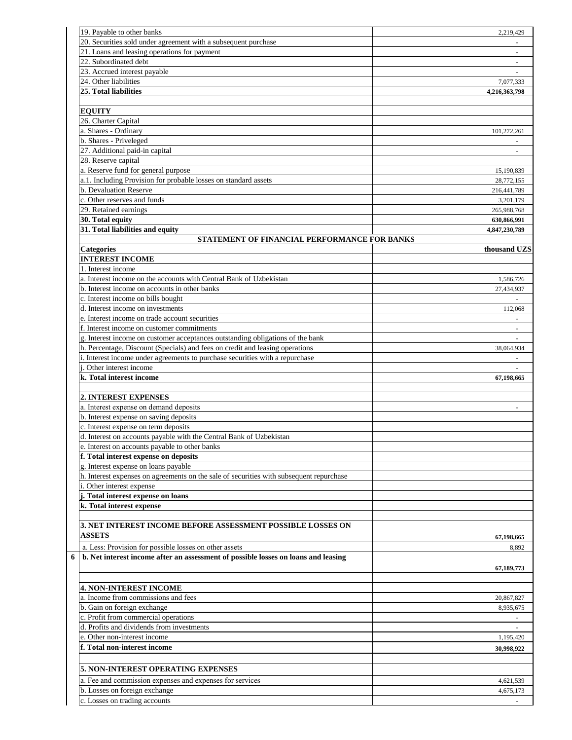| | |
|---|---|
| 19. Payable to other banks | 2,219,429 |
| 20. Securities sold under agreement with a subsequent purchase | - |
| 21. Loans and leasing operations for payment | - |
| 22. Subordinated debt | - |
| 23. Accrued interest payable | - |
| 24. Other liabilities | 7,077,333 |
| **25. Total liabilities** | **4,216,363,798** |
| | |
| **EQUITY** | |
| 26. Charter Capital | |
| a. Shares - Ordinary | 101,272,261 |
| b. Shares - Priveleged | - |
| 27. Additional paid-in capital | - |
| 28. Reserve capital | |
| a. Reserve fund for general purpose | 15,190,839 |
| a.1. Including Provision for probable losses on standard assets | 28,772,155 |
| b. Devaluation Reserve | 216,441,789 |
| c. Other reserves and funds | 3,201,179 |
| 29. Retained earnings | 265,988,768 |
| **30. Total equity** | **630,866,991** |
| **31. Total liabilities and equity** | **4,847,230,789** |

**STATEMENT OF FINANCIAL PERFORMANCE FOR BANKS**

| **Categories** | **thousand UZS** |
|---|---|
| **INTEREST INCOME** | |
| 1. Interest income | |
| a. Interest income on the accounts with Central Bank of Uzbekistan | 1,586,726 |
| b. Interest income on accounts in other banks | 27,434,937 |
| c. Interest income on bills bought | - |
| d. Interest income on investments | 112,068 |
| e. Interest income on trade account securities | - |
| f. Interest income on customer commitments | - |
| g. Interest income on customer acceptances outstanding obligations of the bank | - |
| h. Percentage, Discount (Specials) and fees on credit and leasing operations | 38,064,934 |
| i. Interest income under agreements to purchase securities with a repurchase | - |
| j. Other interest income | - |
| **k. Total interest income** | **67,198,665** |
| | |
| **2. INTEREST EXPENSES** | |
| a. Interest expense on demand deposits | - |
| b. Interest expense on saving deposits | |
| c. Interest expense on term deposits | |
| d. Interest on accounts payable with the Central Bank of Uzbekistan | |
| e. Interest on accounts payable to other banks | |
| **f. Total interest expense on deposits** | |
| g. Interest expense on loans payable | |
| h. Interest expenses on agreements on the sale of securities with subsequent repurchase | |
| i. Other interest expense | |
| **j. Total interest expense on loans** | |
| **k. Total interest expense** | |
| | |
| **3. NET INTEREST INCOME BEFORE ASSESSMENT POSSIBLE LOSSES ON ASSETS** | **67,198,665** |
| a. Less: Provision for possible losses on other assets | 8,892 |
| **b. Net interest income after an assessment of possible losses on loans and leasing** | **67,189,773** |
| | |
| **4. NON-INTEREST INCOME** | |
| a. Income from commissions and fees | 20,867,827 |
| b. Gain on foreign exchange | 8,935,675 |
| c. Profit from commercial operations | - |
| d. Profits and dividends from investments | - |
| e. Other non-interest income | 1,195,420 |
| **f. Total non-interest income** | **30,998,922** |
| | |
| **5. NON-INTEREST OPERATING EXPENSES** | |
| a. Fee and commission expenses and expenses for services | 4,621,539 |
| b. Losses on foreign exchange | 4,675,173 |
| c. Losses on trading accounts | - |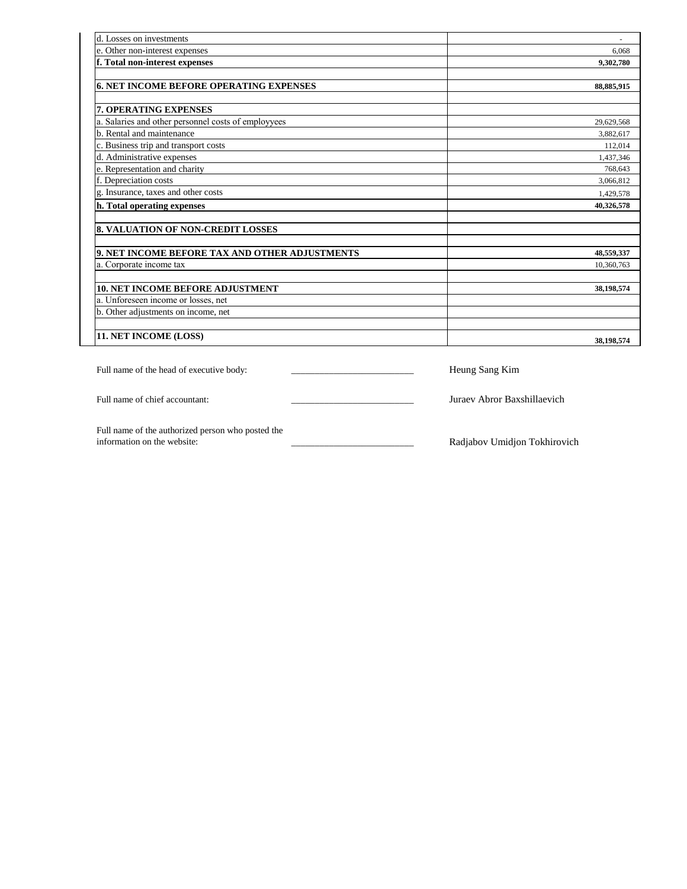| | |
|---|---|
| d. Losses on investments | - |
| e. Other non-interest expenses | 6,068 |
| **f. Total non-interest expenses** | **9,302,780** |
| | |
| **6. NET INCOME BEFORE OPERATING EXPENSES** | **88,885,915** |
| | |
| **7. OPERATING EXPENSES** | |
| a. Salaries and other personnel costs of employyees | 29,629,568 |
| b. Rental and maintenance | 3,882,617 |
| c. Business trip and transport costs | 112,014 |
| d. Administrative expenses | 1,437,346 |
| e. Representation and charity | 768,643 |
| f. Depreciation costs | 3,066,812 |
| g. Insurance, taxes and other costs | 1,429,578 |
| **h. Total operating expenses** | **40,326,578** |
| | |
| **8. VALUATION OF NON-CREDIT LOSSES** | |
| | |
| **9. NET INCOME BEFORE TAX AND OTHER ADJUSTMENTS** | **48,559,337** |
| a. Corporate income tax | 10,360,763 |
| | |
| **10. NET INCOME BEFORE ADJUSTMENT** | **38,198,574** |
| a. Unforeseen income or losses, net | |
| b. Other adjustments on income, net | |
| | |
| **11. NET INCOME (LOSS)** | **38,198,574** |

Full name of the head of executive body: _________________________ Heung Sang Kim

Full name of chief accountant: _________________________ Juraev Abror Baxshillaevich

Full name of the authorized person who posted the information on the website: _________________________ Radjabov Umidjon Tokhirovich